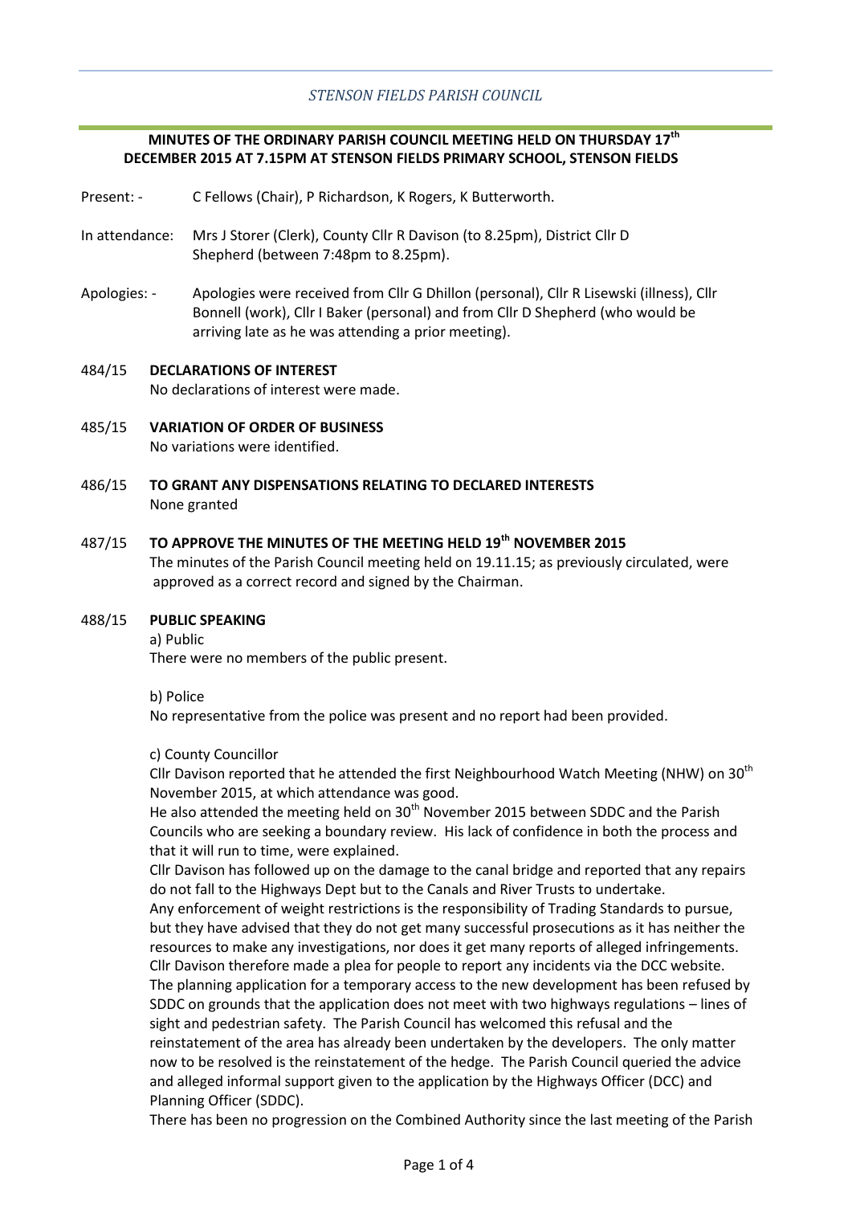*STENSON FIELDS PARISH COUNCIL*

**MINUTES OF THE ORDINARY PARISH COUNCIL MEETING HELD ON THURSDAY 17th DECEMBER 2015 AT 7.15PM AT STENSON FIELDS PRIMARY SCHOOL, STENSON FIELDS**

Present: - C Fellows (Chair), P Richardson, K Rogers, K Butterworth.

In attendance: Mrs J Storer (Clerk), County Cllr R Davison (to 8.25pm), District Cllr D Shepherd (between 7:48pm to 8.25pm).

Apologies: - Apologies were received from Cllr G Dhillon (personal), Cllr R Lisewski (illness), Cllr Bonnell (work), Cllr I Baker (personal) and from Cllr D Shepherd (who would be arriving late as he was attending a prior meeting).

484/15 **DECLARATIONS OF INTEREST**
No declarations of interest were made.

485/15 **VARIATION OF ORDER OF BUSINESS**
No variations were identified.

486/15 **TO GRANT ANY DISPENSATIONS RELATING TO DECLARED INTERESTS**
None granted

487/15 **TO APPROVE THE MINUTES OF THE MEETING HELD 19th NOVEMBER 2015**
The minutes of the Parish Council meeting held on 19.11.15; as previously circulated, were approved as a correct record and signed by the Chairman.

488/15 **PUBLIC SPEAKING**

a) Public
There were no members of the public present.

b) Police
No representative from the police was present and no report had been provided.

c) County Councillor
Cllr Davison reported that he attended the first Neighbourhood Watch Meeting (NHW) on 30th November 2015, at which attendance was good.
He also attended the meeting held on 30th November 2015 between SDDC and the Parish Councils who are seeking a boundary review. His lack of confidence in both the process and that it will run to time, were explained.
Cllr Davison has followed up on the damage to the canal bridge and reported that any repairs do not fall to the Highways Dept but to the Canals and River Trusts to undertake.
Any enforcement of weight restrictions is the responsibility of Trading Standards to pursue, but they have advised that they do not get many successful prosecutions as it has neither the resources to make any investigations, nor does it get many reports of alleged infringements. Cllr Davison therefore made a plea for people to report any incidents via the DCC website.
The planning application for a temporary access to the new development has been refused by SDDC on grounds that the application does not meet with two highways regulations – lines of sight and pedestrian safety. The Parish Council has welcomed this refusal and the reinstatement of the area has already been undertaken by the developers. The only matter now to be resolved is the reinstatement of the hedge. The Parish Council queried the advice and alleged informal support given to the application by the Highways Officer (DCC) and Planning Officer (SDDC).
There has been no progression on the Combined Authority since the last meeting of the Parish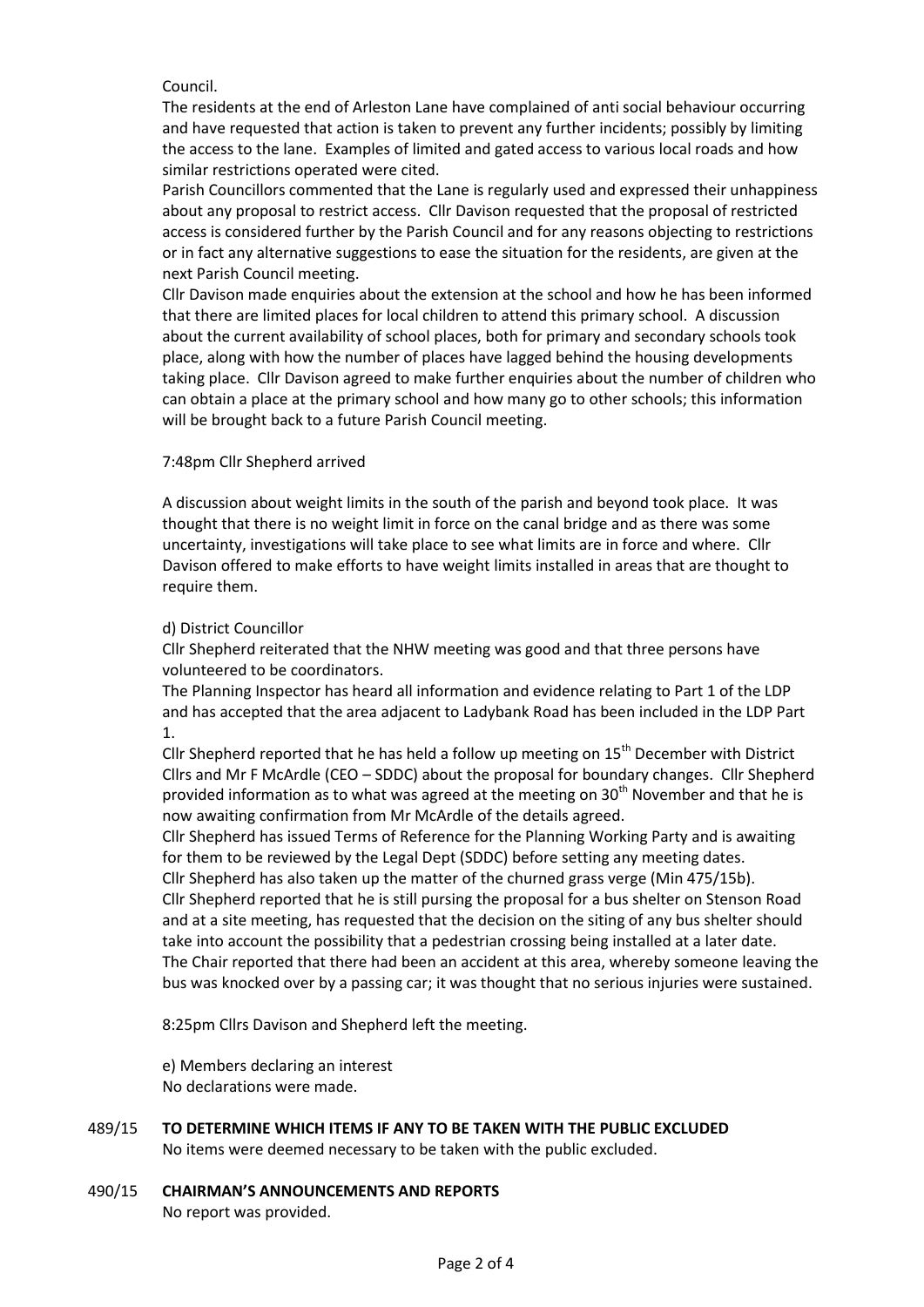Council.

The residents at the end of Arleston Lane have complained of anti social behaviour occurring and have requested that action is taken to prevent any further incidents; possibly by limiting the access to the lane. Examples of limited and gated access to various local roads and how similar restrictions operated were cited.

Parish Councillors commented that the Lane is regularly used and expressed their unhappiness about any proposal to restrict access. Cllr Davison requested that the proposal of restricted access is considered further by the Parish Council and for any reasons objecting to restrictions or in fact any alternative suggestions to ease the situation for the residents, are given at the next Parish Council meeting.

Cllr Davison made enquiries about the extension at the school and how he has been informed that there are limited places for local children to attend this primary school. A discussion about the current availability of school places, both for primary and secondary schools took place, along with how the number of places have lagged behind the housing developments taking place. Cllr Davison agreed to make further enquiries about the number of children who can obtain a place at the primary school and how many go to other schools; this information will be brought back to a future Parish Council meeting.

7:48pm Cllr Shepherd arrived

A discussion about weight limits in the south of the parish and beyond took place. It was thought that there is no weight limit in force on the canal bridge and as there was some uncertainty, investigations will take place to see what limits are in force and where. Cllr Davison offered to make efforts to have weight limits installed in areas that are thought to require them.

d) District Councillor

Cllr Shepherd reiterated that the NHW meeting was good and that three persons have volunteered to be coordinators.

The Planning Inspector has heard all information and evidence relating to Part 1 of the LDP and has accepted that the area adjacent to Ladybank Road has been included in the LDP Part 1.

Cllr Shepherd reported that he has held a follow up meeting on 15th December with District Cllrs and Mr F McArdle (CEO – SDDC) about the proposal for boundary changes. Cllr Shepherd provided information as to what was agreed at the meeting on 30th November and that he is now awaiting confirmation from Mr McArdle of the details agreed.

Cllr Shepherd has issued Terms of Reference for the Planning Working Party and is awaiting for them to be reviewed by the Legal Dept (SDDC) before setting any meeting dates.

Cllr Shepherd has also taken up the matter of the churned grass verge (Min 475/15b).

Cllr Shepherd reported that he is still pursing the proposal for a bus shelter on Stenson Road and at a site meeting, has requested that the decision on the siting of any bus shelter should take into account the possibility that a pedestrian crossing being installed at a later date.

The Chair reported that there had been an accident at this area, whereby someone leaving the bus was knocked over by a passing car; it was thought that no serious injuries were sustained.

8:25pm Cllrs Davison and Shepherd left the meeting.

e) Members declaring an interest

No declarations were made.

489/15 **TO DETERMINE WHICH ITEMS IF ANY TO BE TAKEN WITH THE PUBLIC EXCLUDED**

No items were deemed necessary to be taken with the public excluded.

490/15 **CHAIRMAN'S ANNOUNCEMENTS AND REPORTS**

No report was provided.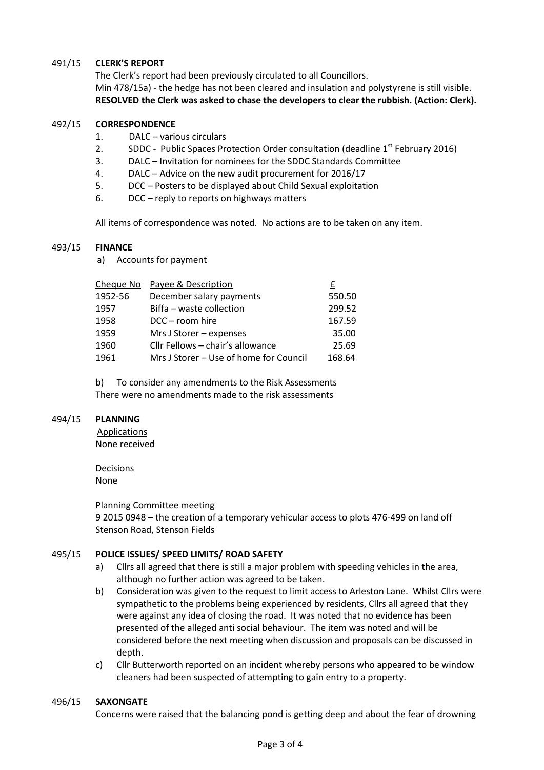**491/15 CLERK'S REPORT**

The Clerk's report had been previously circulated to all Councillors.

Min 478/15a) - the hedge has not been cleared and insulation and polystyrene is still visible.

**RESOLVED the Clerk was asked to chase the developers to clear the rubbish. (Action: Clerk).**

**492/15 CORRESPONDENCE**

1. DALC – various circulars
2. SDDC - Public Spaces Protection Order consultation (deadline 1st February 2016)
3. DALC – Invitation for nominees for the SDDC Standards Committee
4. DALC – Advice on the new audit procurement for 2016/17
5. DCC – Posters to be displayed about Child Sexual exploitation
6. DCC – reply to reports on highways matters

All items of correspondence was noted. No actions are to be taken on any item.

**493/15 FINANCE**

a) Accounts for payment

| Cheque No | Payee & Description | £ |
|---|---|---|
| 1952-56 | December salary payments | 550.50 |
| 1957 | Biffa – waste collection | 299.52 |
| 1958 | DCC – room hire | 167.59 |
| 1959 | Mrs J Storer – expenses | 35.00 |
| 1960 | Cllr Fellows – chair's allowance | 25.69 |
| 1961 | Mrs J Storer – Use of home for Council | 168.64 |

b) To consider any amendments to the Risk Assessments

There were no amendments made to the risk assessments

**494/15 PLANNING**

Applications

None received

Decisions

None

Planning Committee meeting

9 2015 0948 – the creation of a temporary vehicular access to plots 476-499 on land off Stenson Road, Stenson Fields

**495/15 POLICE ISSUES/ SPEED LIMITS/ ROAD SAFETY**

a) Cllrs all agreed that there is still a major problem with speeding vehicles in the area, although no further action was agreed to be taken.

b) Consideration was given to the request to limit access to Arleston Lane. Whilst Cllrs were sympathetic to the problems being experienced by residents, Cllrs all agreed that they were against any idea of closing the road. It was noted that no evidence has been presented of the alleged anti social behaviour. The item was noted and will be considered before the next meeting when discussion and proposals can be discussed in depth.

c) Cllr Butterworth reported on an incident whereby persons who appeared to be window cleaners had been suspected of attempting to gain entry to a property.

**496/15 SAXONGATE**

Concerns were raised that the balancing pond is getting deep and about the fear of drowning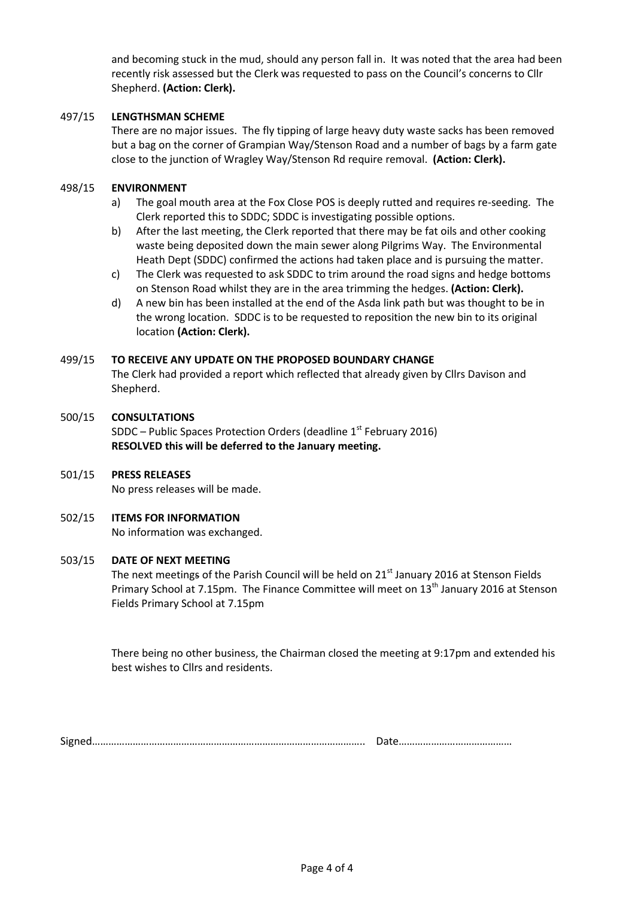and becoming stuck in the mud, should any person fall in. It was noted that the area had been recently risk assessed but the Clerk was requested to pass on the Council's concerns to Cllr Shepherd. **(Action: Clerk).**

497/15 **LENGTHSMAN SCHEME**

There are no major issues. The fly tipping of large heavy duty waste sacks has been removed but a bag on the corner of Grampian Way/Stenson Road and a number of bags by a farm gate close to the junction of Wragley Way/Stenson Rd require removal. **(Action: Clerk).**

498/15 **ENVIRONMENT**

a) The goal mouth area at the Fox Close POS is deeply rutted and requires re-seeding. The Clerk reported this to SDDC; SDDC is investigating possible options.
b) After the last meeting, the Clerk reported that there may be fat oils and other cooking waste being deposited down the main sewer along Pilgrims Way. The Environmental Heath Dept (SDDC) confirmed the actions had taken place and is pursuing the matter.
c) The Clerk was requested to ask SDDC to trim around the road signs and hedge bottoms on Stenson Road whilst they are in the area trimming the hedges. **(Action: Clerk).**
d) A new bin has been installed at the end of the Asda link path but was thought to be in the wrong location. SDDC is to be requested to reposition the new bin to its original location **(Action: Clerk).**

499/15 **TO RECEIVE ANY UPDATE ON THE PROPOSED BOUNDARY CHANGE**

The Clerk had provided a report which reflected that already given by Cllrs Davison and Shepherd.

500/15 **CONSULTATIONS**

SDDC – Public Spaces Protection Orders (deadline 1st February 2016)
**RESOLVED this will be deferred to the January meeting.**

501/15 **PRESS RELEASES**

No press releases will be made.

502/15 **ITEMS FOR INFORMATION**

No information was exchanged.

503/15 **DATE OF NEXT MEETING**

The next meetings of the Parish Council will be held on 21st January 2016 at Stenson Fields Primary School at 7.15pm. The Finance Committee will meet on 13th January 2016 at Stenson Fields Primary School at 7.15pm

There being no other business, the Chairman closed the meeting at 9:17pm and extended his best wishes to Cllrs and residents.

Signed………………………………………………………………………………….. Date……………………………………